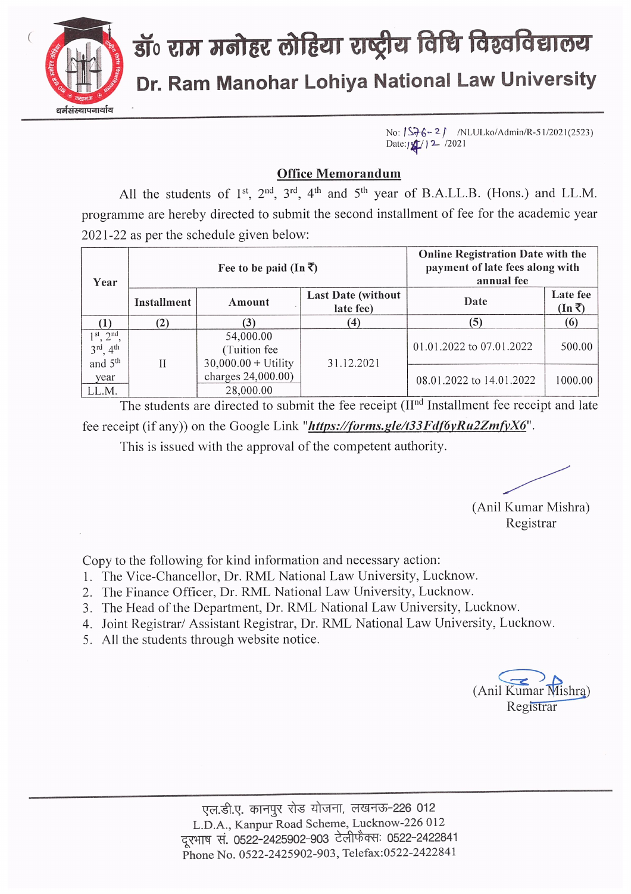# डॉ० राम मनोहर लोहिया राष्ट्रीय विधि विश्वविद्यालय

## Dr. Ram Manohar Lohiya National Law University

धर्मसंस्थापनार्थाय

No: 1576-21 /NLULko/Admin/R-51/2021(2523)
Date: 14/12/2021

### Office Memorandum

All the students of 1st, 2nd, 3rd, 4th and 5th year of B.A.LL.B. (Hons.) and LL.M. programme are hereby directed to submit the second installment of fee for the academic year 2021-22 as per the schedule given below:

| Year | Fee to be paid (In ₹) | | | Online Registration Date with the payment of late fees along with annual fee | |
|---|---|---|---|---|---|
| | Installment | Amount | Last Date (without late fee) | Date | Late fee (In ₹) |
| (1) | (2) | (3) | (4) | (5) | (6) |
| 1st, 2nd, 3rd, 4th and 5th year | II | 54,000.00 (Tuition fee 30,000.00 + Utility charges 24,000.00) | 31.12.2021 | 01.01.2022 to 07.01.2022 | 500.00 |
| LL.M. | | 28,000.00 | | 08.01.2022 to 14.01.2022 | 1000.00 |

The students are directed to submit the fee receipt (IInd Installment fee receipt and late fee receipt (if any)) on the Google Link "***https://forms.gle/t33Fdf6yRu2ZmfyX6***".

This is issued with the approval of the competent authority.

(Anil Kumar Mishra)
Registrar

Copy to the following for kind information and necessary action:

1. The Vice-Chancellor, Dr. RML National Law University, Lucknow.
2. The Finance Officer, Dr. RML National Law University, Lucknow.
3. The Head of the Department, Dr. RML National Law University, Lucknow.
4. Joint Registrar/ Assistant Registrar, Dr. RML National Law University, Lucknow.
5. All the students through website notice.

(Anil Kumar Mishra)
Registrar

एल.डी.ए. कानपुर रोड योजना, लखनऊ-226 012
L.D.A., Kanpur Road Scheme, Lucknow-226 012
दूरभाष सं. 0522-2425902-903 टेलीफैक्स: 0522-2422841
Phone No. 0522-2425902-903, Telefax:0522-2422841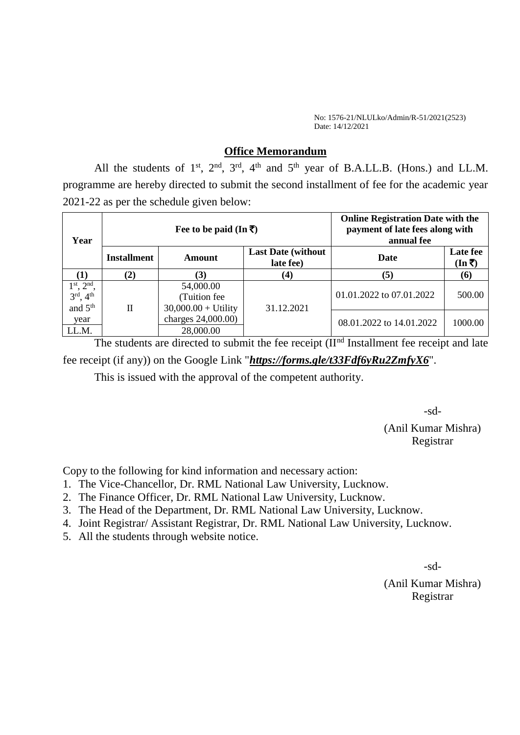No: 1576-21/NLULko/Admin/R-51/2021(2523)
Date: 14/12/2021

## Office Memorandum

All the students of 1st, 2nd, 3rd, 4th and 5th year of B.A.LL.B. (Hons.) and LL.M. programme are hereby directed to submit the second installment of fee for the academic year 2021-22 as per the schedule given below:

| Year | Fee to be paid (In ₹) | | | Online Registration Date with the payment of late fees along with annual fee | |
|---|---|---|---|---|---|
| | **Installment** | **Amount** | **Last Date (without late fee)** | **Date** | **Late fee (In ₹)** |
| **(1)** | **(2)** | **(3)** | **(4)** | **(5)** | **(6)** |
| 1st, 2nd, 3rd, 4th and 5th year | II | 54,000.00 (Tuition fee 30,000.00 + Utility charges 24,000.00) | 31.12.2021 | 01.01.2022 to 07.01.2022 | 500.00 |
| LL.M. | II | 28,000.00 | 31.12.2021 | 08.01.2022 to 14.01.2022 | 1000.00 |

The students are directed to submit the fee receipt (IInd Installment fee receipt and late fee receipt (if any)) on the Google Link "***https://forms.gle/t33Fdf6yRu2ZmfyX6***".

This is issued with the approval of the competent authority.

-sd-

(Anil Kumar Mishra)
Registrar

Copy to the following for kind information and necessary action:

1. The Vice-Chancellor, Dr. RML National Law University, Lucknow.
2. The Finance Officer, Dr. RML National Law University, Lucknow.
3. The Head of the Department, Dr. RML National Law University, Lucknow.
4. Joint Registrar/ Assistant Registrar, Dr. RML National Law University, Lucknow.
5. All the students through website notice.

-sd-

(Anil Kumar Mishra)
Registrar